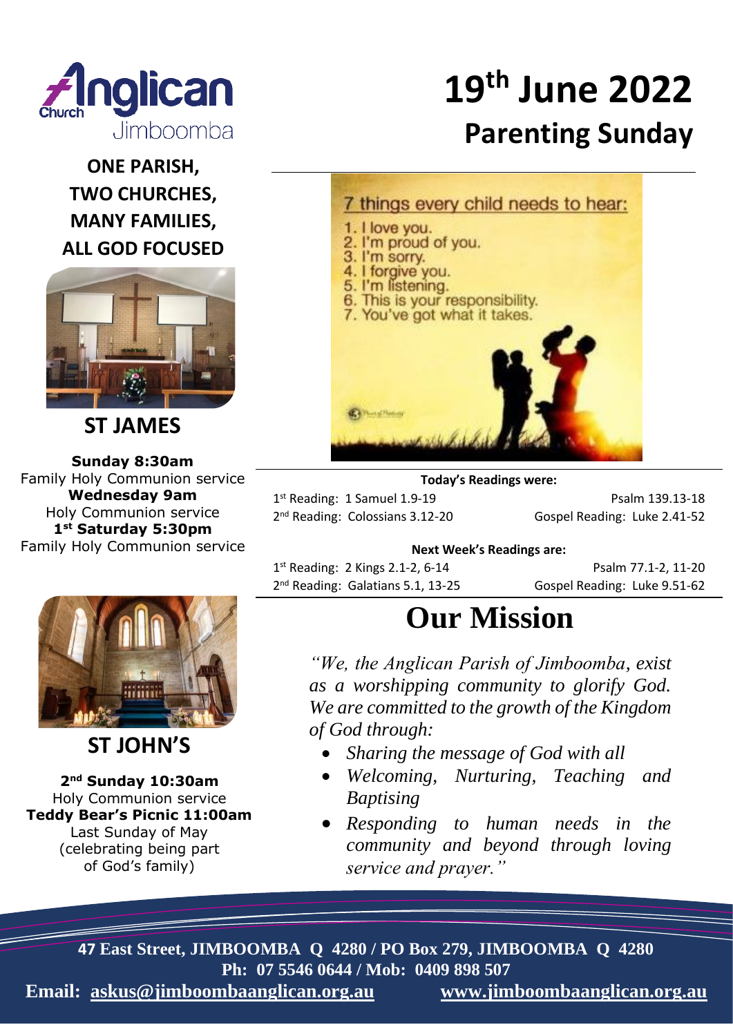Anglican Church Jimboomba

# 19th June 2022

## Parenting Sunday

**ONE PARISH, TWO CHURCHES, MANY FAMILIES, ALL GOD FOCUSED**

7 things every child needs to hear:

1. I love you.
2. I'm proud of you.
3. I'm sorry.
4. I forgive you.
5. I'm listening.
6. This is your responsibility.
7. You've got what it takes.

## ST JAMES

**Sunday 8:30am**
Family Holy Communion service
**Wednesday 9am**
Holy Communion service
**1st Saturday 5:30pm**
Family Holy Communion service

## ST JOHN'S

**2nd Sunday 10:30am**
Holy Communion service
**Teddy Bear's Picnic 11:00am**
Last Sunday of May
(celebrating being part of God's family)

**Today's Readings were:**

1st Reading: 1 Samuel 1.9-19
Psalm 139.13-18
2nd Reading: Colossians 3.12-20
Gospel Reading: Luke 2.41-52

**Next Week's Readings are:**

1st Reading: 2 Kings 2.1-2, 6-14
Psalm 77.1-2, 11-20
2nd Reading: Galatians 5.1, 13-25
Gospel Reading: Luke 9.51-62

# Our Mission

*"We, the Anglican Parish of Jimboomba, exist as a worshipping community to glorify God. We are committed to the growth of the Kingdom of God through:*

- *Sharing the message of God with all*
- *Welcoming, Nurturing, Teaching and Baptising*
- *Responding to human needs in the community and beyond through loving service and prayer."*

**47 East Street, JIMBOOMBA Q 4280 / PO Box 279, JIMBOOMBA Q 4280**
**Ph: 07 5546 0644 / Mob: 0409 898 507**
**Email: askus@jimboombaanglican.org.au www.jimboombaanglican.org.au**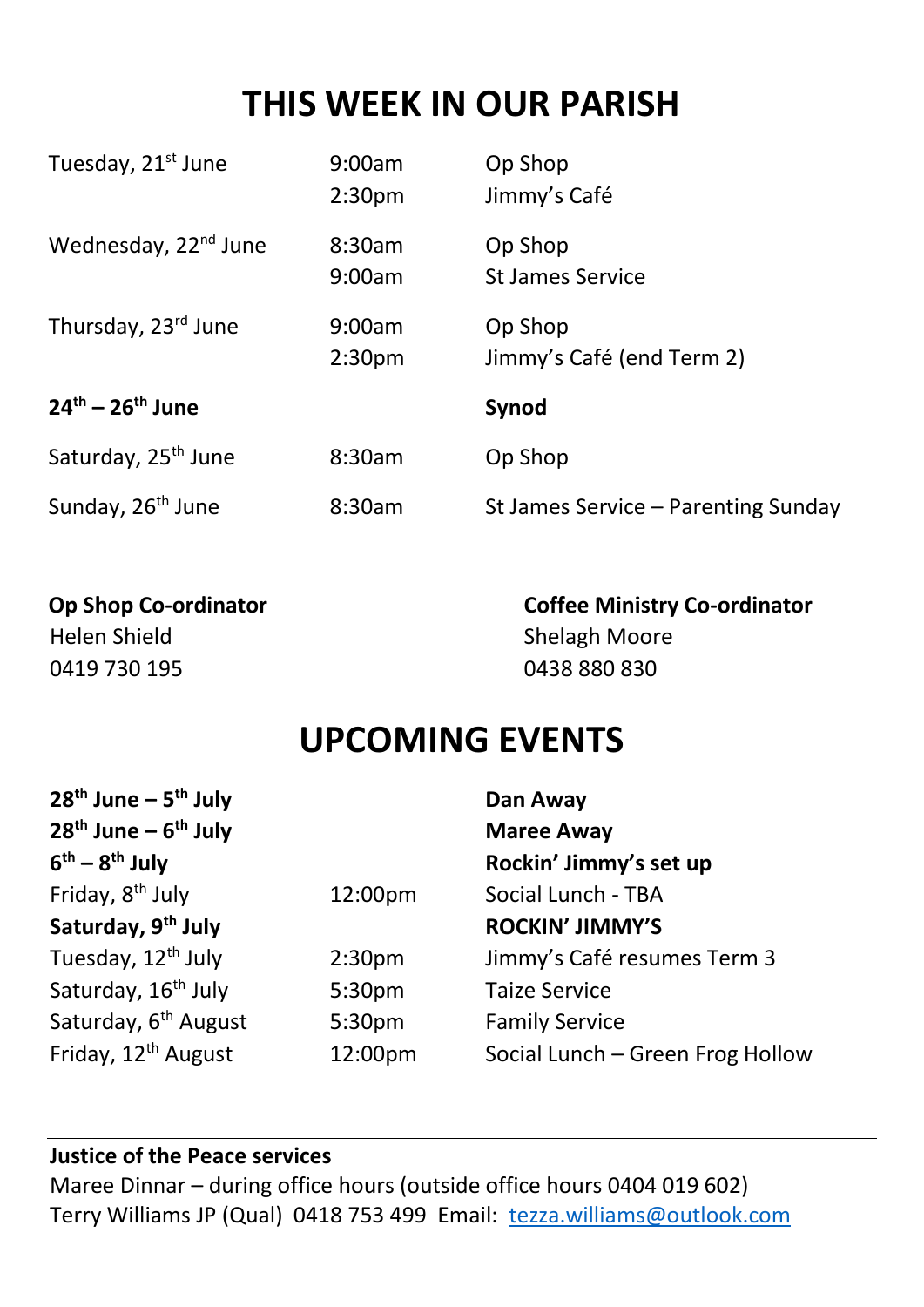# THIS WEEK IN OUR PARISH

| | | |
|---|---|---|
| Tuesday, 21st June | 9:00am<br>2:30pm | Op Shop<br>Jimmy's Café |
| Wednesday, 22nd June | 8:30am<br>9:00am | Op Shop<br>St James Service |
| Thursday, 23rd June | 9:00am<br>2:30pm | Op Shop<br>Jimmy's Café (end Term 2) |
| **24th – 26th June** | | **Synod** |
| Saturday, 25th June | 8:30am | Op Shop |
| Sunday, 26th June | 8:30am | St James Service – Parenting Sunday |

**Op Shop Co-ordinator**
Helen Shield
0419 730 195

**Coffee Ministry Co-ordinator**
Shelagh Moore
0438 880 830

# UPCOMING EVENTS

| | | |
|---|---|---|
| **28th June – 5th July** | | **Dan Away** |
| **28th June – 6th July** | | **Maree Away** |
| **6th – 8th July** | | **Rockin' Jimmy's set up** |
| Friday, 8th July | 12:00pm | Social Lunch - TBA |
| **Saturday, 9th July** | | **ROCKIN' JIMMY'S** |
| Tuesday, 12th July | 2:30pm | Jimmy's Café resumes Term 3 |
| Saturday, 16th July | 5:30pm | Taize Service |
| Saturday, 6th August | 5:30pm | Family Service |
| Friday, 12th August | 12:00pm | Social Lunch – Green Frog Hollow |

---

**Justice of the Peace services**
Maree Dinnar – during office hours (outside office hours 0404 019 602)
Terry Williams JP (Qual) 0418 753 499 Email: tezza.williams@outlook.com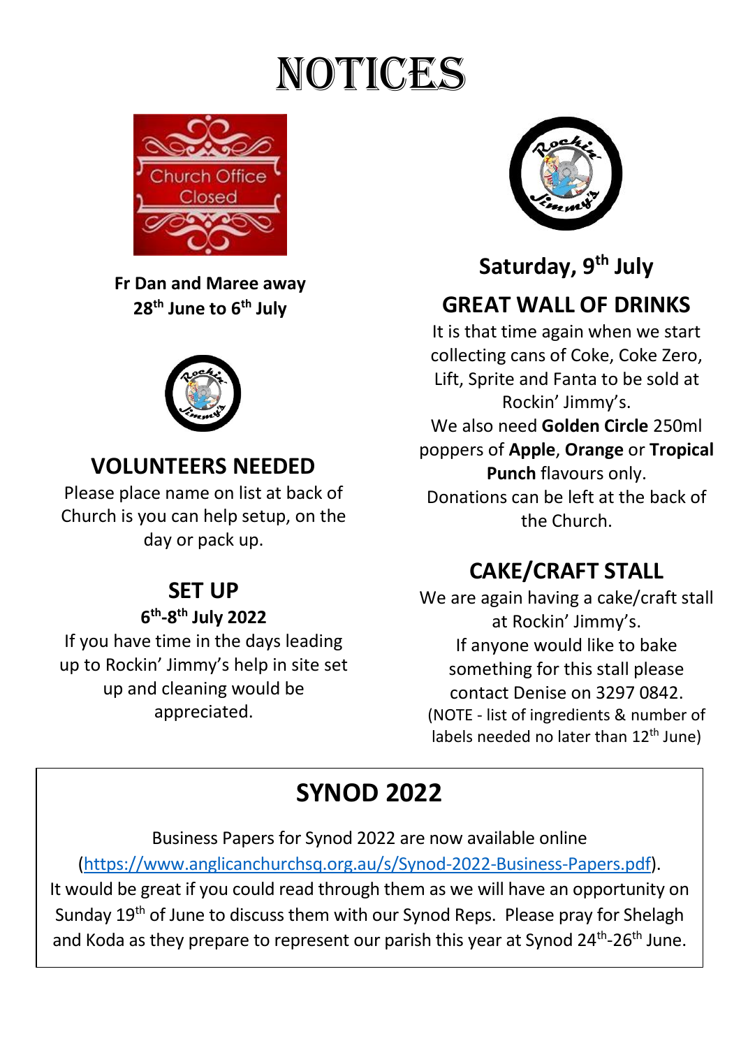# NOTICES

Church Office Closed

**Fr Dan and Maree away**
**28th June to 6th July**

## VOLUNTEERS NEEDED

Please place name on list at back of Church is you can help setup, on the day or pack up.

## SET UP

**6th-8th July 2022**

If you have time in the days leading up to Rockin' Jimmy's help in site set up and cleaning would be appreciated.

## Saturday, 9th July

## GREAT WALL OF DRINKS

It is that time again when we start collecting cans of Coke, Coke Zero, Lift, Sprite and Fanta to be sold at Rockin' Jimmy's.

We also need **Golden Circle** 250ml poppers of **Apple**, **Orange** or **Tropical Punch** flavours only.

Donations can be left at the back of the Church.

## CAKE/CRAFT STALL

We are again having a cake/craft stall at Rockin' Jimmy's.

If anyone would like to bake something for this stall please contact Denise on 3297 0842.

(NOTE - list of ingredients & number of labels needed no later than 12th June)

## SYNOD 2022

Business Papers for Synod 2022 are now available online (https://www.anglicanchurchsq.org.au/s/Synod-2022-Business-Papers.pdf).

It would be great if you could read through them as we will have an opportunity on Sunday 19th of June to discuss them with our Synod Reps. Please pray for Shelagh and Koda as they prepare to represent our parish this year at Synod 24th-26th June.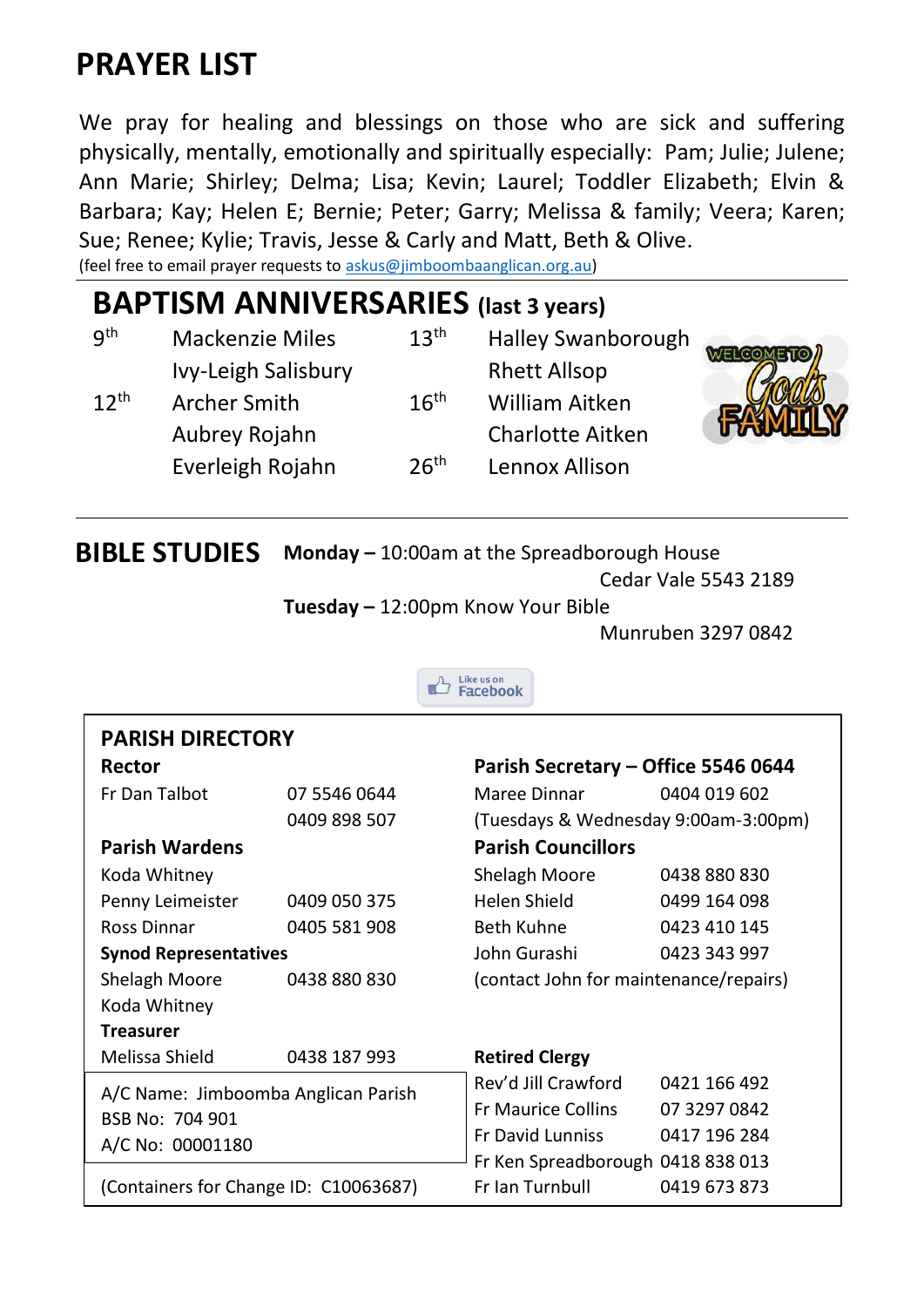# PRAYER LIST

We pray for healing and blessings on those who are sick and suffering physically, mentally, emotionally and spiritually especially: Pam; Julie; Julene; Ann Marie; Shirley; Delma; Lisa; Kevin; Laurel; Toddler Elizabeth; Elvin & Barbara; Kay; Helen E; Bernie; Peter; Garry; Melissa & family; Veera; Karen; Sue; Renee; Kylie; Travis, Jesse & Carly and Matt, Beth & Olive.

(feel free to email prayer requests to askus@jimboombaanglican.org.au)

# BAPTISM ANNIVERSARIES (last 3 years)

| | | | |
|---|---|---|---|
| 9th | Mackenzie Miles | 13th | Halley Swanborough |
| | Ivy-Leigh Salisbury | | Rhett Allsop |
| 12th | Archer Smith | 16th | William Aitken |
| | Aubrey Rojahn | | Charlotte Aitken |
| | Everleigh Rojahn | 26th | Lennox Allison |

WELCOME TO God's FAMILY

# BIBLE STUDIES

**Monday –** 10:00am at the Spreadborough House
Cedar Vale 5543 2189

**Tuesday –** 12:00pm Know Your Bible
Munruben 3297 0842

Like us on Facebook

## PARISH DIRECTORY

**Rector**
Fr Dan Talbot 07 5546 0644
0409 898 507

**Parish Wardens**
Koda Whitney
Penny Leimeister 0409 050 375
Ross Dinnar 0405 581 908

**Synod Representatives**
Shelagh Moore 0438 880 830
Koda Whitney

**Treasurer**
Melissa Shield 0438 187 993

A/C Name: Jimboomba Anglican Parish
BSB No: 704 901
A/C No: 00001180

(Containers for Change ID: C10063687)

**Parish Secretary – Office 5546 0644**
Maree Dinnar 0404 019 602
(Tuesdays & Wednesday 9:00am-3:00pm)

**Parish Councillors**
Shelagh Moore 0438 880 830
Helen Shield 0499 164 098
Beth Kuhne 0423 410 145
John Gurashi 0423 343 997
(contact John for maintenance/repairs)

**Retired Clergy**
Rev'd Jill Crawford 0421 166 492
Fr Maurice Collins 07 3297 0842
Fr David Lunniss 0417 196 284
Fr Ken Spreadborough 0418 838 013
Fr Ian Turnbull 0419 673 873